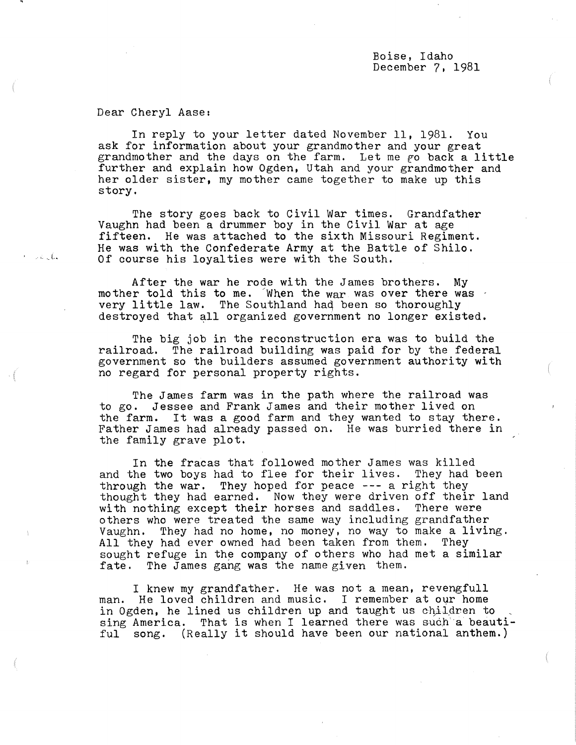Boise, Idaho
December 7, 1981

Dear Cheryl Aase:

In reply to your letter dated November 11, 1981. You ask for information about your grandmother and your great grandmother and the days on the farm. Let me go back a little further and explain how Ogden, Utah and your grandmother and her older sister, my mother came together to make up this story.

The story goes back to Civil War times. Grandfather Vaughn had been a drummer boy in the Civil War at age fifteen. He was attached to the sixth Missouri Regiment. He was with the Confederate Army at the Battle of Shilo. Of course his loyalties were with the South.

After the war he rode with the James brothers. My mother told this to me. When the war was over there was very little law. The Southland had been so thoroughly destroyed that all organized government no longer existed.

The big job in the reconstruction era was to build the railroad. The railroad building was paid for by the federal government so the builders assumed government authority with no regard for personal property rights.

The James farm was in the path where the railroad was to go. Jessee and Frank James and their mother lived on the farm. It was a good farm and they wanted to stay there. Father James had already passed on. He was burried there in the family grave plot.

In the fracas that followed mother James was killed and the two boys had to flee for their lives. They had been through the war. They hoped for peace --- a right they thought they had earned. Now they were driven off their land with nothing except their horses and saddles. There were others who were treated the same way including grandfather Vaughn. They had no home, no money, no way to make a living. All they had ever owned had been taken from them. They sought refuge in the company of others who had met a similar fate. The James gang was the name given them.

I knew my grandfather. He was not a mean, revengfull man. He loved children and music. I remember at our home in Ogden, he lined us children up and taught us children to sing America. That is when I learned there was such a beautiful song. (Really it should have been our national anthem.)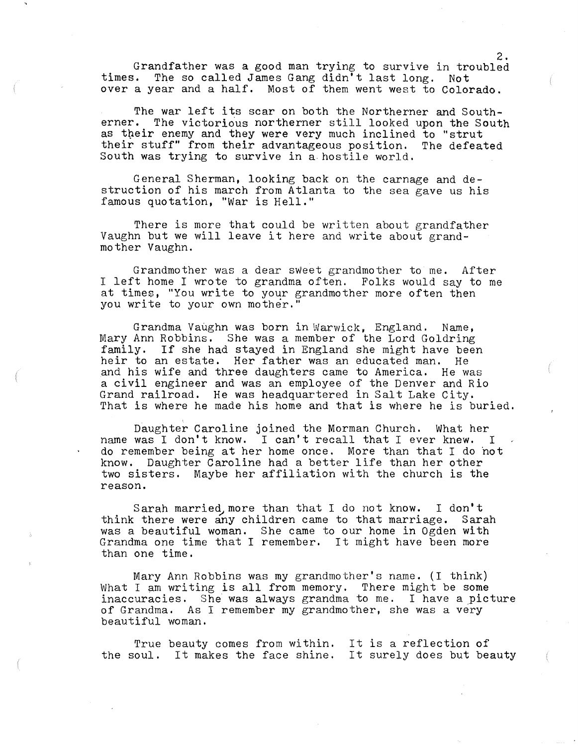Grandfather was a good man trying to survive in troubled times. The so called James Gang didn't last long. Not over a year and a half. Most of them went west to Colorado.

The war left its scar on both the Northerner and Southerner. The victorious northerner still looked upon the South as their enemy and they were very much inclined to "strut their stuff" from their advantageous position. The defeated South was trying to survive in a hostile world.

General Sherman, looking back on the carnage and destruction of his march from Atlanta to the sea gave us his famous quotation, "War is Hell."

There is more that could be written about grandfather Vaughn but we will leave it here and write about grandmother Vaughn.

Grandmother was a dear sweet grandmother to me. After I left home I wrote to grandma often. Folks would say to me at times, "You write to your grandmother more often then you write to your own mother."

Grandma Vaughn was born in Warwick, England. Name, Mary Ann Robbins. She was a member of the Lord Goldring family. If she had stayed in England she might have been heir to an estate. Her father was an educated man. He and his wife and three daughters came to America. He was a civil engineer and was an employee of the Denver and Rio Grand railroad. He was headquartered in Salt Lake City. That is where he made his home and that is where he is buried.

Daughter Caroline joined the Morman Church. What her name was I don't know. I can't recall that I ever knew. I do remember being at her home once. More than that I do not know. Daughter Caroline had a better life than her other two sisters. Maybe her affiliation with the church is the reason.

Sarah married, more than that I do not know. I don't think there were any children came to that marriage. Sarah was a beautiful woman. She came to our home in Ogden with Grandma one time that I remember. It might have been more than one time.

Mary Ann Robbins was my grandmother's name. (I think) What I am writing is all from memory. There might be some inaccuracies. She was always grandma to me. I have a picture of Grandma. As I remember my grandmother, she was a very beautiful woman.

True beauty comes from within. It is a reflection of the soul. It makes the face shine. It surely does but beauty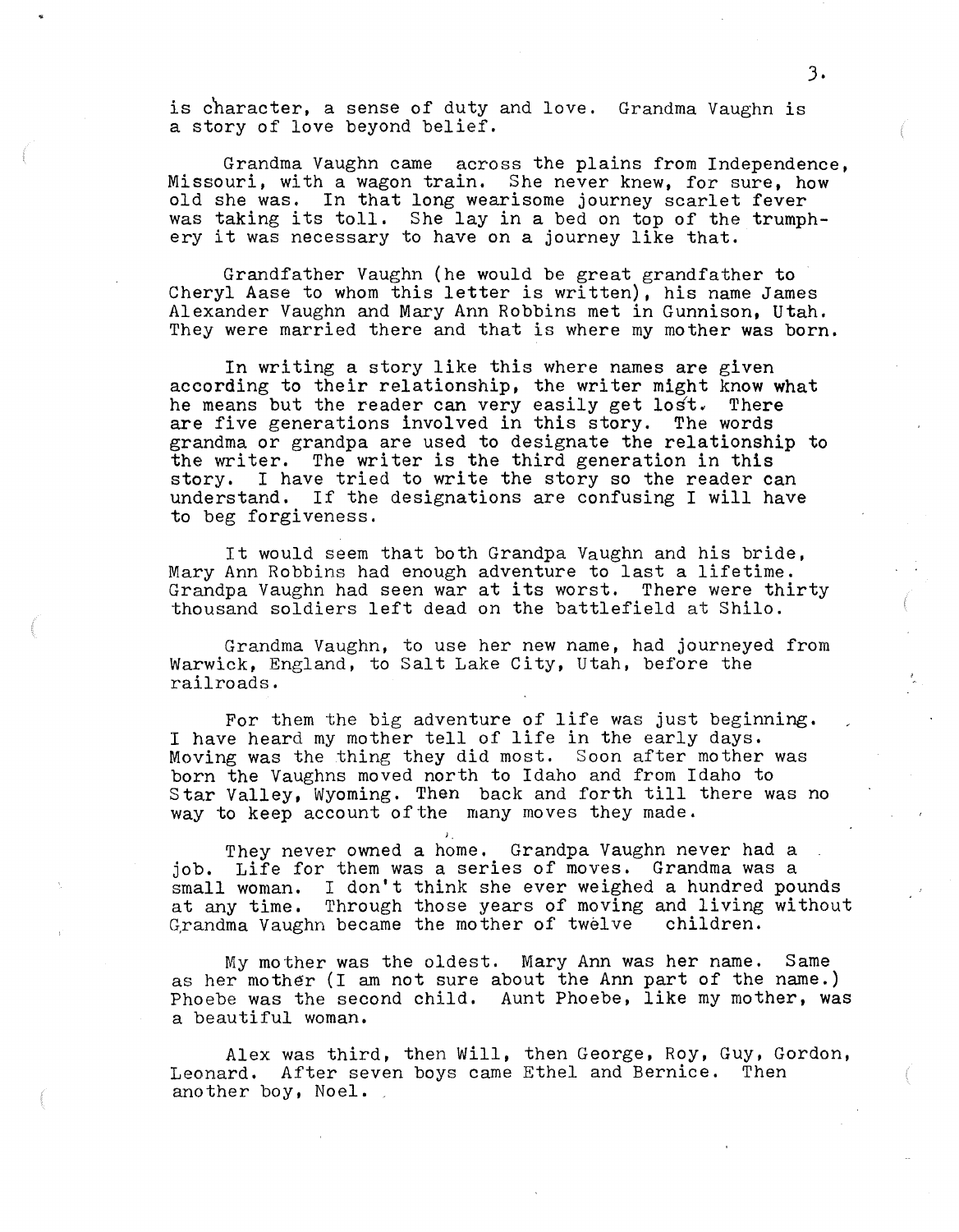is character, a sense of duty and love. Grandma Vaughn is a story of love beyond belief.

Grandma Vaughn came across the plains from Independence, Missouri, with a wagon train. She never knew, for sure, how old she was. In that long wearisome journey scarlet fever was taking its toll. She lay in a bed on top of the trumphery it was necessary to have on a journey like that.

Grandfather Vaughn (he would be great grandfather to Cheryl Aase to whom this letter is written), his name James Alexander Vaughn and Mary Ann Robbins met in Gunnison, Utah. They were married there and that is where my mother was born.

In writing a story like this where names are given according to their relationship, the writer might know what he means but the reader can very easily get lost. There are five generations involved in this story. The words grandma or grandpa are used to designate the relationship to the writer. The writer is the third generation in this story. I have tried to write the story so the reader can understand. If the designations are confusing I will have to beg forgiveness.

It would seem that both Grandpa Vaughn and his bride, Mary Ann Robbins had enough adventure to last a lifetime. Grandpa Vaughn had seen war at its worst. There were thirty thousand soldiers left dead on the battlefield at Shilo.

Grandma Vaughn, to use her new name, had journeyed from Warwick, England, to Salt Lake City, Utah, before the railroads.

For them the big adventure of life was just beginning. I have heard my mother tell of life in the early days. Moving was the thing they did most. Soon after mother was born the Vaughns moved north to Idaho and from Idaho to Star Valley, Wyoming. Then back and forth till there was no way to keep account of the many moves they made.

They never owned a home. Grandpa Vaughn never had a job. Life for them was a series of moves. Grandma was a small woman. I don't think she ever weighed a hundred pounds at any time. Through those years of moving and living without Grandma Vaughn became the mother of twelve children.

My mother was the oldest. Mary Ann was her name. Same as her mother (I am not sure about the Ann part of the name.) Phoebe was the second child. Aunt Phoebe, like my mother, was a beautiful woman.

Alex was third, then Will, then George, Roy, Guy, Gordon, Leonard. After seven boys came Ethel and Bernice. Then another boy, Noel.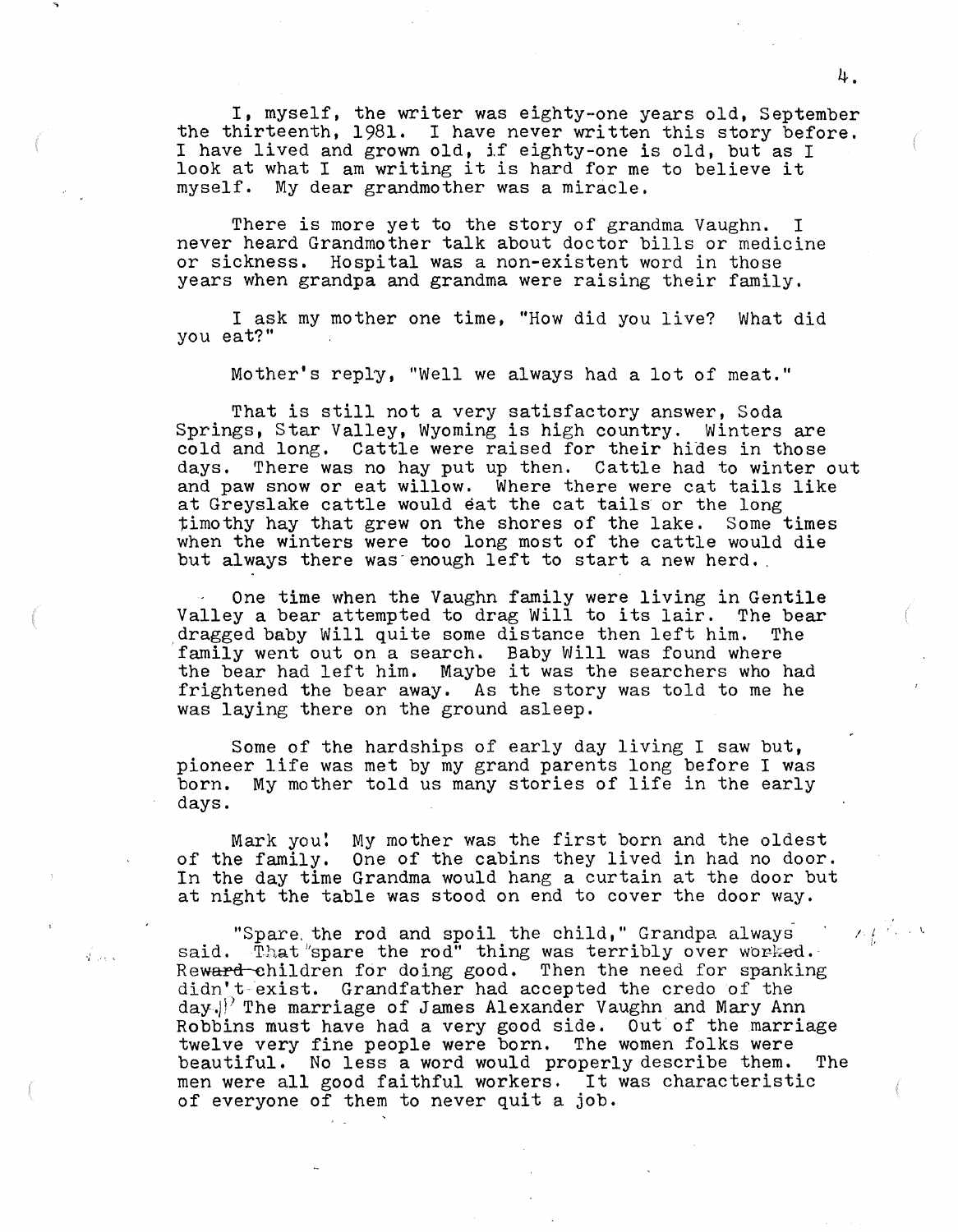I, myself, the writer was eighty-one years old, September the thirteenth, 1981. I have never written this story before. I have lived and grown old, if eighty-one is old, but as I look at what I am writing it is hard for me to believe it myself. My dear grandmother was a miracle.

There is more yet to the story of grandma Vaughn. I never heard Grandmother talk about doctor bills or medicine or sickness. Hospital was a non-existent word in those years when grandpa and grandma were raising their family.

I ask my mother one time, "How did you live? What did you eat?"

Mother's reply, "Well we always had a lot of meat."

That is still not a very satisfactory answer, Soda Springs, Star Valley, Wyoming is high country. Winters are cold and long. Cattle were raised for their hides in those days. There was no hay put up then. Cattle had to winter out and paw snow or eat willow. Where there were cat tails like at Greyslake cattle would eat the cat tails or the long timothy hay that grew on the shores of the lake. Some times when the winters were too long most of the cattle would die but always there was enough left to start a new herd.

One time when the Vaughn family were living in Gentile Valley a bear attempted to drag Will to its lair. The bear dragged baby Will quite some distance then left him. The family went out on a search. Baby Will was found where the bear had left him. Maybe it was the searchers who had frightened the bear away. As the story was told to me he was laying there on the ground asleep.

Some of the hardships of early day living I saw but, pioneer life was met by my grand parents long before I was born. My mother told us many stories of life in the early days.

Mark you! My mother was the first born and the oldest of the family. One of the cabins they lived in had no door. In the day time Grandma would hang a curtain at the door but at night the table was stood on end to cover the door way.

"Spare the rod and spoil the child," Grandpa always said. That "spare the rod" thing was terribly over worked. Reward children for doing good. Then the need for spanking didn't exist. Grandfather had accepted the credo of the day. The marriage of James Alexander Vaughn and Mary Ann Robbins must have had a very good side. Out of the marriage twelve very fine people were born. The women folks were beautiful. No less a word would properly describe them. The men were all good faithful workers. It was characteristic of everyone of them to never quit a job.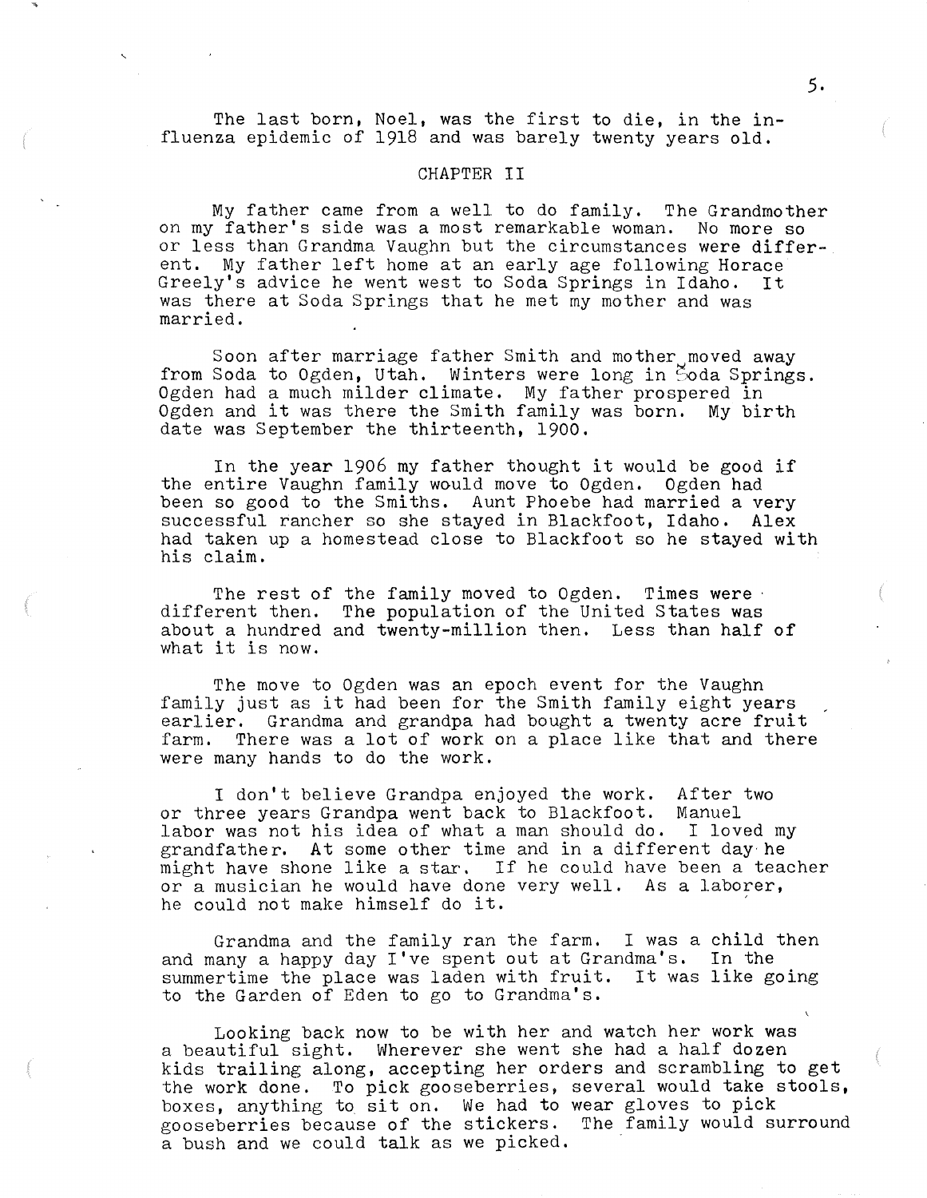The last born, Noel, was the first to die, in the influenza epidemic of 1918 and was barely twenty years old.

## CHAPTER II

My father came from a well to do family. The Grandmother on my father's side was a most remarkable woman. No more so or less than Grandma Vaughn but the circumstances were different. My father left home at an early age following Horace Greely's advice he went west to Soda Springs in Idaho. It was there at Soda Springs that he met my mother and was married.

Soon after marriage father Smith and mother moved away from Soda to Ogden, Utah. Winters were long in Soda Springs. Ogden had a much milder climate. My father prospered in Ogden and it was there the Smith family was born. My birth date was September the thirteenth, 1900.

In the year 1906 my father thought it would be good if the entire Vaughn family would move to Ogden. Ogden had been so good to the Smiths. Aunt Phoebe had married a very successful rancher so she stayed in Blackfoot, Idaho. Alex had taken up a homestead close to Blackfoot so he stayed with his claim.

The rest of the family moved to Ogden. Times were different then. The population of the United States was about a hundred and twenty-million then. Less than half of what it is now.

The move to Ogden was an epoch event for the Vaughn family just as it had been for the Smith family eight years earlier. Grandma and grandpa had bought a twenty acre fruit farm. There was a lot of work on a place like that and there were many hands to do the work.

I don't believe Grandpa enjoyed the work. After two or three years Grandpa went back to Blackfoot. Manuel labor was not his idea of what a man should do. I loved my grandfather. At some other time and in a different day he might have shone like a star. If he could have been a teacher or a musician he would have done very well. As a laborer, he could not make himself do it.

Grandma and the family ran the farm. I was a child then and many a happy day I've spent out at Grandma's. In the summertime the place was laden with fruit. It was like going to the Garden of Eden to go to Grandma's.

Looking back now to be with her and watch her work was a beautiful sight. Wherever she went she had a half dozen kids trailing along, accepting her orders and scrambling to get the work done. To pick gooseberries, several would take stools, boxes, anything to sit on. We had to wear gloves to pick gooseberries because of the stickers. The family would surround a bush and we could talk as we picked.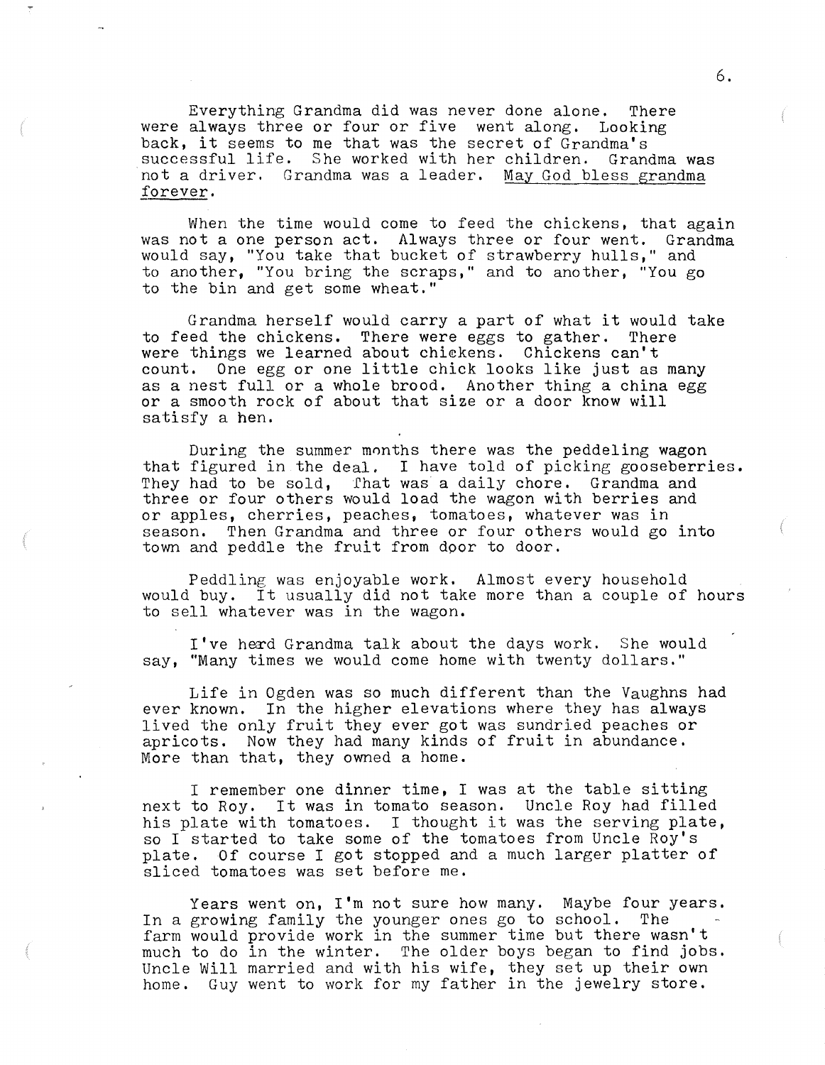Everything Grandma did was never done alone. There were always three or four or five went along. Looking back, it seems to me that was the secret of Grandma's successful life. She worked with her children. Grandma was not a driver. Grandma was a leader. <u>May God bless grandma forever</u>.

When the time would come to feed the chickens, that again was not a one person act. Always three or four went. Grandma would say, "You take that bucket of strawberry hulls," and to another, "You bring the scraps," and to another, "You go to the bin and get some wheat."

Grandma herself would carry a part of what it would take to feed the chickens. There were eggs to gather. There were things we learned about chickens. Chickens can't count. One egg or one little chick looks like just as many as a nest full or a whole brood. Another thing a china egg or a smooth rock of about that size or a door know will satisfy a hen.

During the summer months there was the peddeling wagon that figured in the deal. I have told of picking gooseberries. They had to be sold, That was a daily chore. Grandma and three or four others would load the wagon with berries and or apples, cherries, peaches, tomatoes, whatever was in season. Then Grandma and three or four others would go into town and peddle the fruit from door to door.

Peddling was enjoyable work. Almost every household would buy. It usually did not take more than a couple of hours to sell whatever was in the wagon.

I've herd Grandma talk about the days work. She would say, "Many times we would come home with twenty dollars."

Life in Ogden was so much different than the Vaughns had ever known. In the higher elevations where they has always lived the only fruit they ever got was sundried peaches or apricots. Now they had many kinds of fruit in abundance. More than that, they owned a home.

I remember one dinner time, I was at the table sitting next to Roy. It was in tomato season. Uncle Roy had filled his plate with tomatoes. I thought it was the serving plate, so I started to take some of the tomatoes from Uncle Roy's plate. Of course I got stopped and a much larger platter of sliced tomatoes was set before me.

Years went on, I'm not sure how many. Maybe four years. In a growing family the younger ones go to school. The farm would provide work in the summer time but there wasn't much to do in the winter. The older boys began to find jobs. Uncle Will married and with his wife, they set up their own home. Guy went to work for my father in the jewelry store.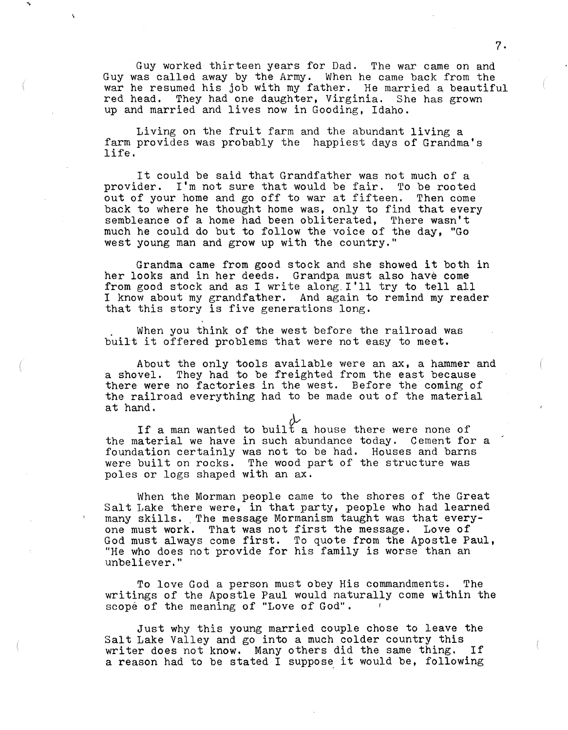Guy worked thirteen years for Dad. The war came on and Guy was called away by the Army. When he came back from the war he resumed his job with my father. He married a beautiful red head. They had one daughter, Virginia. She has grown up and married and lives now in Gooding, Idaho.

Living on the fruit farm and the abundant living a farm provides was probably the happiest days of Grandma's life.

It could be said that Grandfather was not much of a provider. I'm not sure that would be fair. To be rooted out of your home and go off to war at fifteen. Then come back to where he thought home was, only to find that every sembleance of a home had been obliterated, There wasn't much he could do but to follow the voice of the day, "Go west young man and grow up with the country."

Grandma came from good stock and she showed it both in her looks and in her deeds. Grandpa must also have come from good stock and as I write along I'll try to tell all I know about my grandfather. And again to remind my reader that this story is five generations long.

When you think of the west before the railroad was built it offered problems that were not easy to meet.

About the only tools available were an ax, a hammer and a shovel. They had to be freighted from the east because there were no factories in the west. Before the coming of the railroad everything had to be made out of the material at hand.

If a man wanted to built a house there were none of the material we have in such abundance today. Cement for a foundation certainly was not to be had. Houses and barns were built on rocks. The wood part of the structure was poles or logs shaped with an ax.

When the Morman people came to the shores of the Great Salt Lake there were, in that party, people who had learned many skills. The message Mormanism taught was that everyone must work. That was not first the message. Love of God must always come first. To quote from the Apostle Paul, "He who does not provide for his family is worse than an unbeliever."

To love God a person must obey His commandments. The writings of the Apostle Paul would naturally come within the scope of the meaning of "Love of God".

Just why this young married couple chose to leave the Salt Lake Valley and go into a much colder country this writer does not know. Many others did the same thing. If a reason had to be stated I suppose it would be, following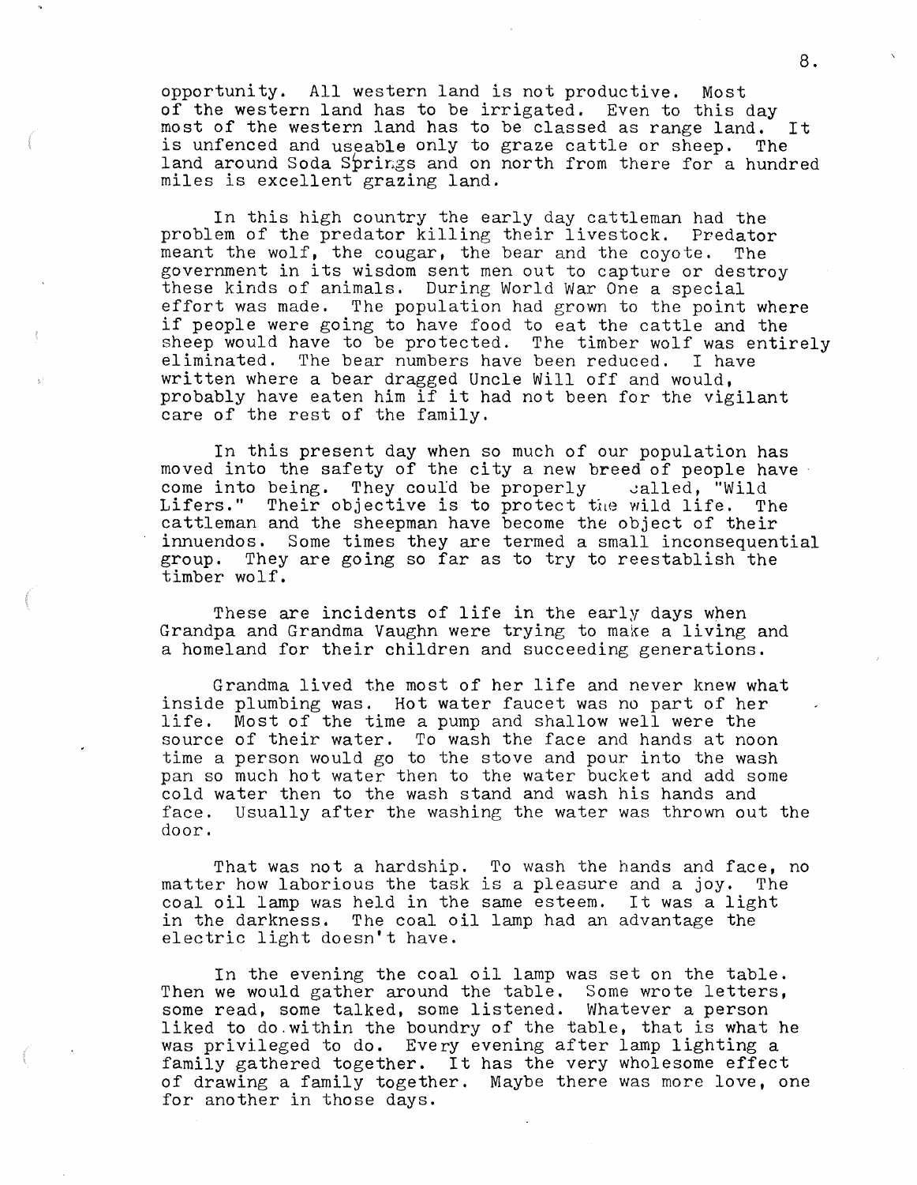opportunity. All western land is not productive. Most of the western land has to be irrigated. Even to this day most of the western land has to be classed as range land. It is unfenced and useable only to graze cattle or sheep. The land around Soda Springs and on north from there for a hundred miles is excellent grazing land.

In this high country the early day cattleman had the problem of the predator killing their livestock. Predator meant the wolf, the cougar, the bear and the coyote. The government in its wisdom sent men out to capture or destroy these kinds of animals. During World War One a special effort was made. The population had grown to the point where if people were going to have food to eat the cattle and the sheep would have to be protected. The timber wolf was entirely eliminated. The bear numbers have been reduced. I have written where a bear dragged Uncle Will off and would, probably have eaten him if it had not been for the vigilant care of the rest of the family.

In this present day when so much of our population has moved into the safety of the city a new breed of people have come into being. They could be properly called, "Wild Lifers." Their objective is to protect the wild life. The cattleman and the sheepman have become the object of their innuendos. Some times they are termed a small inconsequential group. They are going so far as to try to reestablish the timber wolf.

These are incidents of life in the early days when Grandpa and Grandma Vaughn were trying to make a living and a homeland for their children and succeeding generations.

Grandma lived the most of her life and never knew what inside plumbing was. Hot water faucet was no part of her life. Most of the time a pump and shallow well were the source of their water. To wash the face and hands at noon time a person would go to the stove and pour into the wash pan so much hot water then to the water bucket and add some cold water then to the wash stand and wash his hands and face. Usually after the washing the water was thrown out the door.

That was not a hardship. To wash the hands and face, no matter how laborious the task is a pleasure and a joy. The coal oil lamp was held in the same esteem. It was a light in the darkness. The coal oil lamp had an advantage the electric light doesn't have.

In the evening the coal oil lamp was set on the table. Then we would gather around the table. Some wrote letters, some read, some talked, some listened. Whatever a person liked to do within the boundry of the table, that is what he was privileged to do. Every evening after lamp lighting a family gathered together. It has the very wholesome effect of drawing a family together. Maybe there was more love, one for another in those days.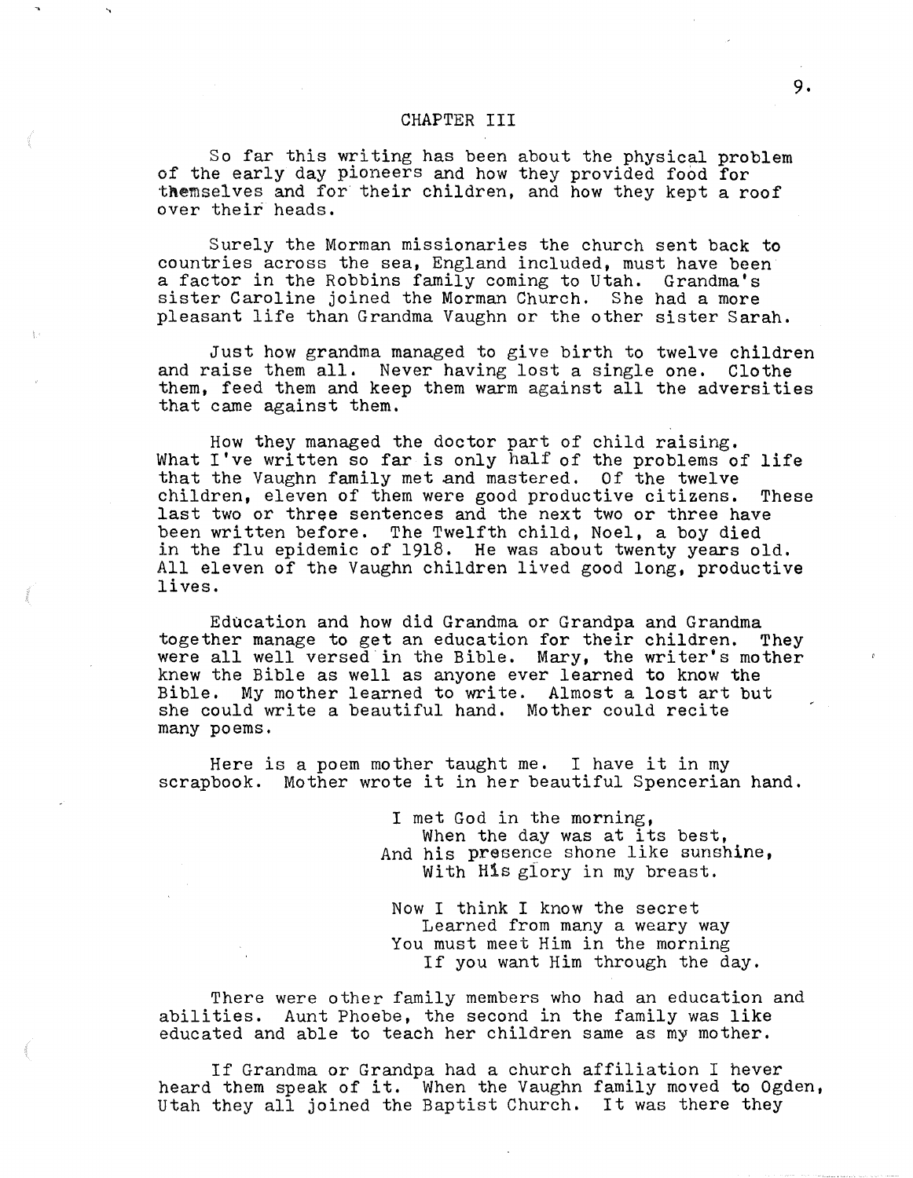## CHAPTER III

So far this writing has been about the physical problem of the early day pioneers and how they provided food for themselves and for their children, and how they kept a roof over their heads.

Surely the Morman missionaries the church sent back to countries across the sea, England included, must have been a factor in the Robbins family coming to Utah. Grandma's sister Caroline joined the Morman Church. She had a more pleasant life than Grandma Vaughn or the other sister Sarah.

Just how grandma managed to give birth to twelve children and raise them all. Never having lost a single one. Clothe them, feed them and keep them warm against all the adversities that came against them.

How they managed the doctor part of child raising. What I've written so far is only half of the problems of life that the Vaughn family met and mastered. Of the twelve children, eleven of them were good productive citizens. These last two or three sentences and the next two or three have been written before. The Twelfth child, Noel, a boy died in the flu epidemic of 1918. He was about twenty years old. All eleven of the Vaughn children lived good long, productive lives.

Education and how did Grandma or Grandpa and Grandma together manage to get an education for their children. They were all well versed in the Bible. Mary, the writer's mother knew the Bible as well as anyone ever learned to know the Bible. My mother learned to write. Almost a lost art but she could write a beautiful hand. Mother could recite many poems.

Here is a poem mother taught me. I have it in my scrapbook. Mother wrote it in her beautiful Spencerian hand.

> I met God in the morning,
> When the day was at its best,
> And his presence shone like sunshine,
> With His glory in my breast.
>
> Now I think I know the secret
> Learned from many a weary way
> You must meet Him in the morning
> If you want Him through the day.

There were other family members who had an education and abilities. Aunt Phoebe, the second in the family was like educated and able to teach her children same as my mother.

If Grandma or Grandpa had a church affiliation I never heard them speak of it. When the Vaughn family moved to Ogden, Utah they all joined the Baptist Church. It was there they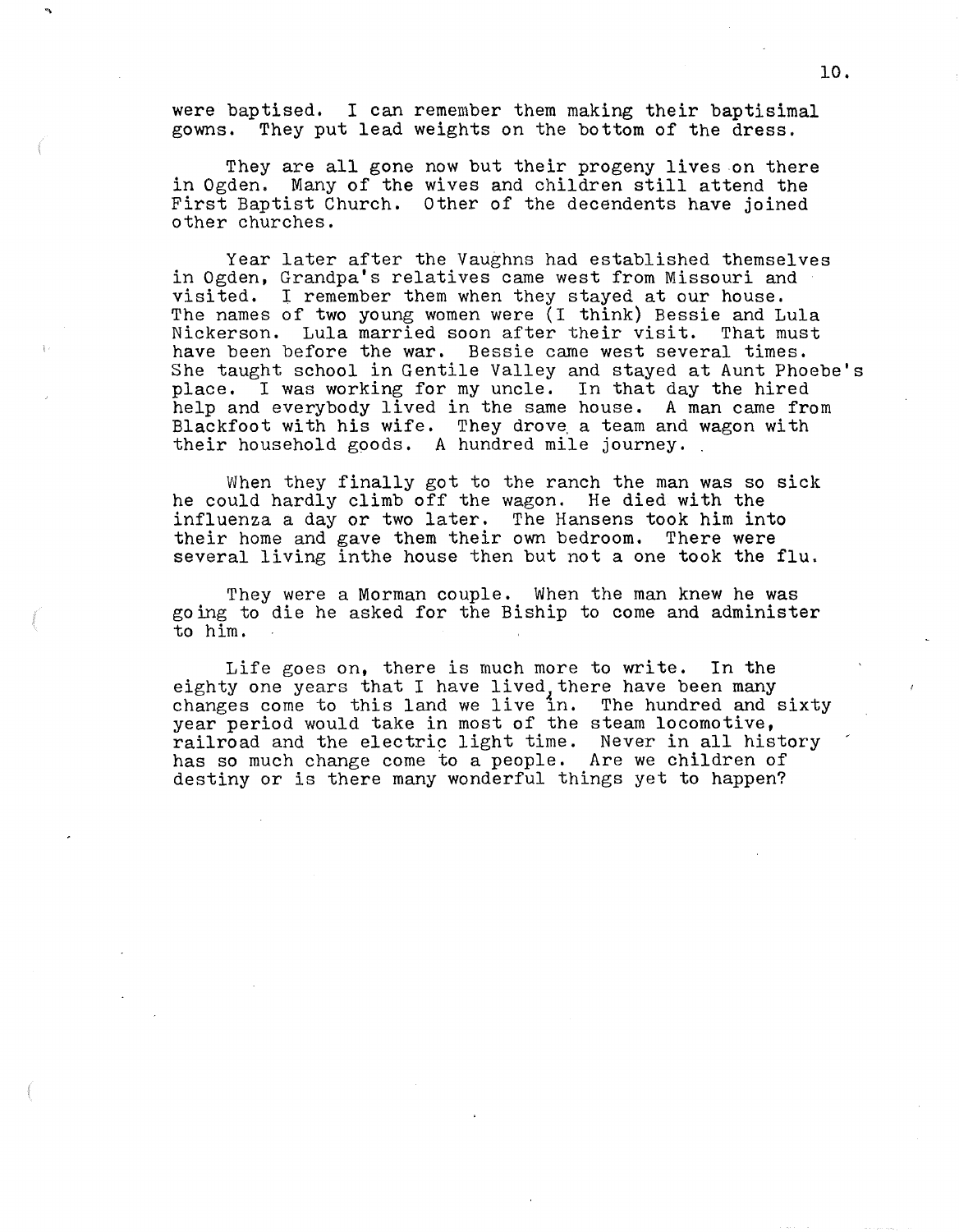were baptised. I can remember them making their baptisimal gowns. They put lead weights on the bottom of the dress.

They are all gone now but their progeny lives on there in Ogden. Many of the wives and children still attend the First Baptist Church. Other of the decendents have joined other churches.

Year later after the Vaughns had established themselves in Ogden, Grandpa's relatives came west from Missouri and visited. I remember them when they stayed at our house. The names of two young women were (I think) Bessie and Lula Nickerson. Lula married soon after their visit. That must have been before the war. Bessie came west several times. She taught school in Gentile Valley and stayed at Aunt Phoebe's place. I was working for my uncle. In that day the hired help and everybody lived in the same house. A man came from Blackfoot with his wife. They drove a team and wagon with their household goods. A hundred mile journey.

When they finally got to the ranch the man was so sick he could hardly climb off the wagon. He died with the influenza a day or two later. The Hansens took him into their home and gave them their own bedroom. There were several living inthe house then but not a one took the flu.

They were a Morman couple. When the man knew he was going to die he asked for the Biship to come and administer to him.

Life goes on, there is much more to write. In the eighty one years that I have lived, there have been many changes come to this land we live in. The hundred and sixty year period would take in most of the steam locomotive, railroad and the electric light time. Never in all history has so much change come to a people. Are we children of destiny or is there many wonderful things yet to happen?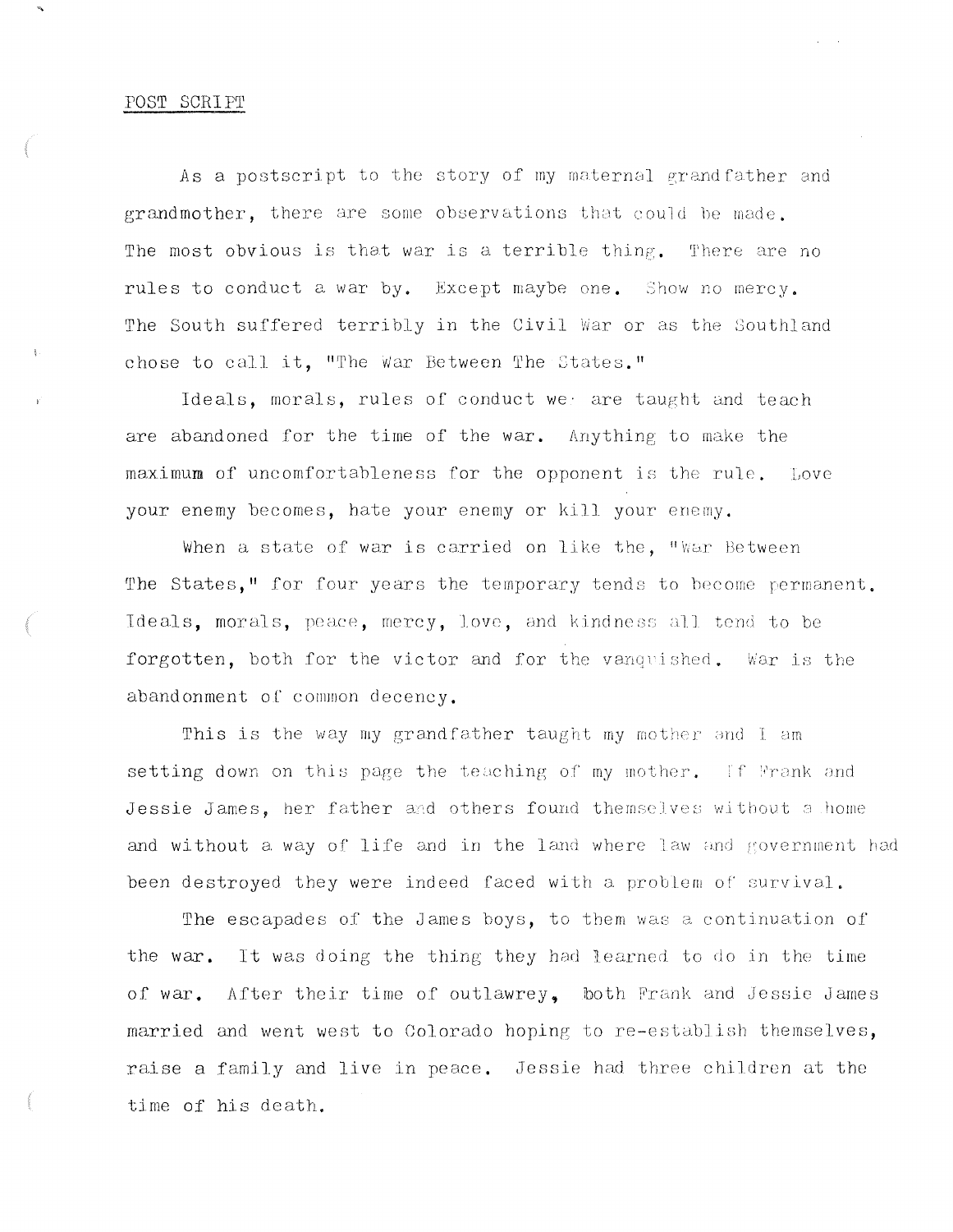## POST SCRIPT

As a postscript to the story of my maternal grandfather and grandmother, there are some observations that could be made. The most obvious is that war is a terrible thing. There are no rules to conduct a war by. Except maybe one. Show no mercy. The South suffered terribly in the Civil War or as the Southland chose to call it, "The War Between The States."

Ideals, morals, rules of conduct we are taught and teach are abandoned for the time of the war. Anything to make the maximum of uncomfortableness for the opponent is the rule. Love your enemy becomes, hate your enemy or kill your enemy.

When a state of war is carried on like the, "War Between The States," for four years the temporary tends to become permanent. Ideals, morals, peace, mercy, love, and kindness all tend to be forgotten, both for the victor and for the vanquished. War is the abandonment of common decency.

This is the way my grandfather taught my mother and I am setting down on this page the teaching of my mother. If Frank and Jessie James, her father and others found themselves without a home and without a way of life and in the land where law and government had been destroyed they were indeed faced with a problem of survival.

The escapades of the James boys, to them was a continuation of the war. It was doing the thing they had learned to do in the time of war. After their time of outlawrey, both Frank and Jessie James married and went west to Colorado hoping to re-establish themselves, raise a family and live in peace. Jessie had three children at the time of his death.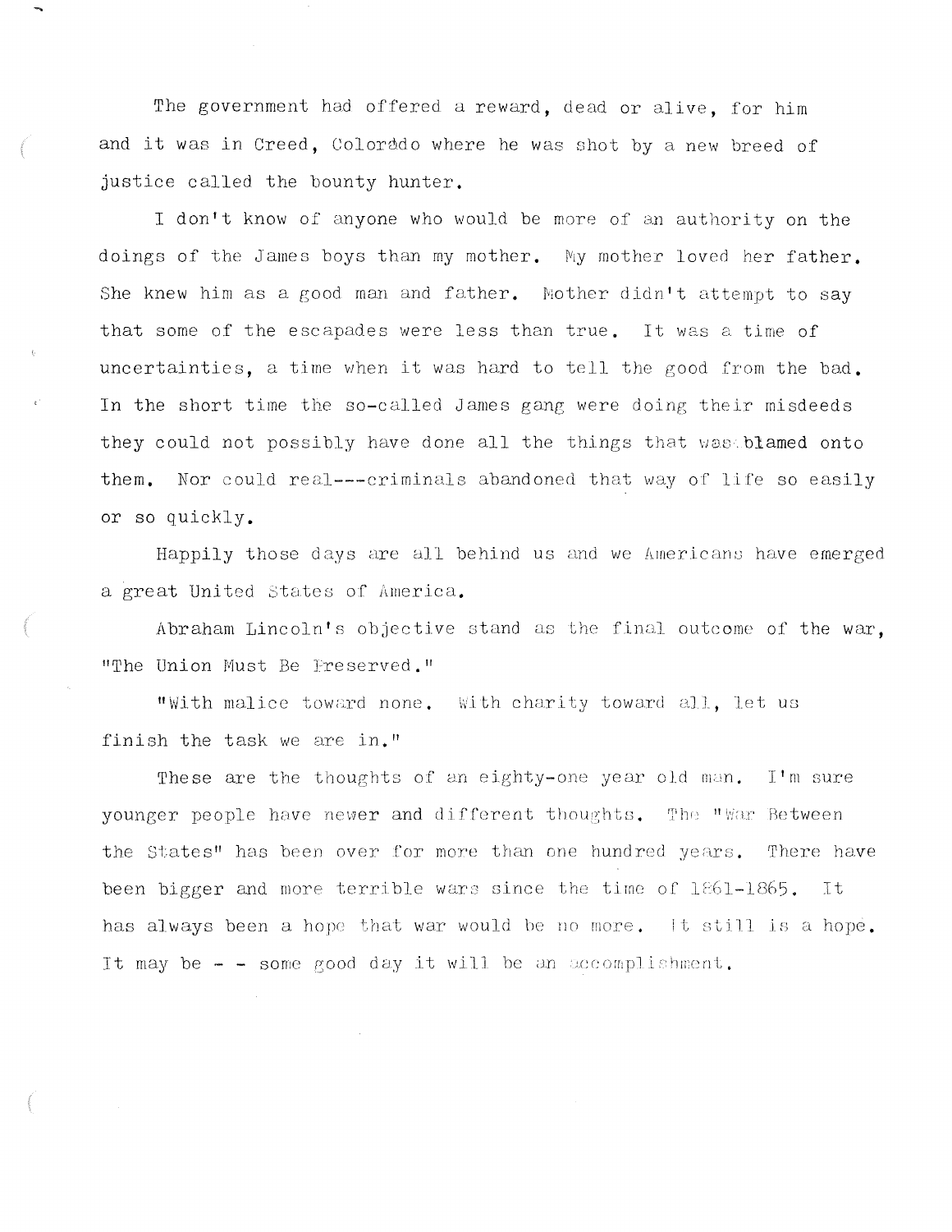The government had offered a reward, dead or alive, for him and it was in Creed, Colorddo where he was shot by a new breed of justice called the bounty hunter.

I don't know of anyone who would be more of an authority on the doings of the James boys than my mother. My mother loved her father. She knew him as a good man and father. Mother didn't attempt to say that some of the escapades were less than true. It was a time of uncertainties, a time when it was hard to tell the good from the bad. In the short time the so-called James gang were doing their misdeeds they could not possibly have done all the things that was blamed onto them. Nor could real---criminals abandoned that way of life so easily or so quickly.

Happily those days are all behind us and we Americans have emerged a great United States of America.

Abraham Lincoln's objective stand as the final outcome of the war, "The Union Must Be Preserved."

"With malice toward none. With charity toward all, let us finish the task we are in."

These are the thoughts of an eighty-one year old man. I'm sure younger people have newer and different thoughts. The "War Between the States" has been over for more than one hundred years. There have been bigger and more terrible wars since the time of 1861-1865. It has always been a hope that war would be no more. It still is a hope. It may be - - some good day it will be an accomplishment.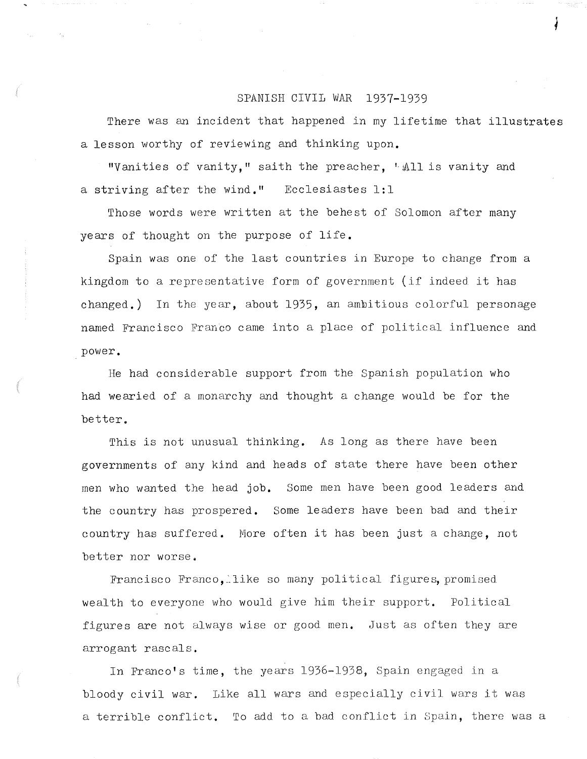## SPANISH CIVIL WAR 1937-1939

There was an incident that happened in my lifetime that illustrates a lesson worthy of reviewing and thinking upon.

"Vanities of vanity," saith the preacher, "All is vanity and a striving after the wind." Ecclesiastes 1:1

Those words were written at the behest of Solomon after many years of thought on the purpose of life.

Spain was one of the last countries in Europe to change from a kingdom to a representative form of government (if indeed it has changed.) In the year, about 1935, an ambitious colorful personage named Francisco Franco came into a place of political influence and power.

He had considerable support from the Spanish population who had wearied of a monarchy and thought a change would be for the better.

This is not unusual thinking. As long as there have been governments of any kind and heads of state there have been other men who wanted the head job. Some men have been good leaders and the country has prospered. Some leaders have been bad and their country has suffered. More often it has been just a change, not better nor worse.

Francisco Franco, like so many political figures, promised wealth to everyone who would give him their support. Political figures are not always wise or good men. Just as often they are arrogant rascals.

In Franco's time, the years 1936-1938, Spain engaged in a bloody civil war. Like all wars and especially civil wars it was a terrible conflict. To add to a bad conflict in Spain, there was a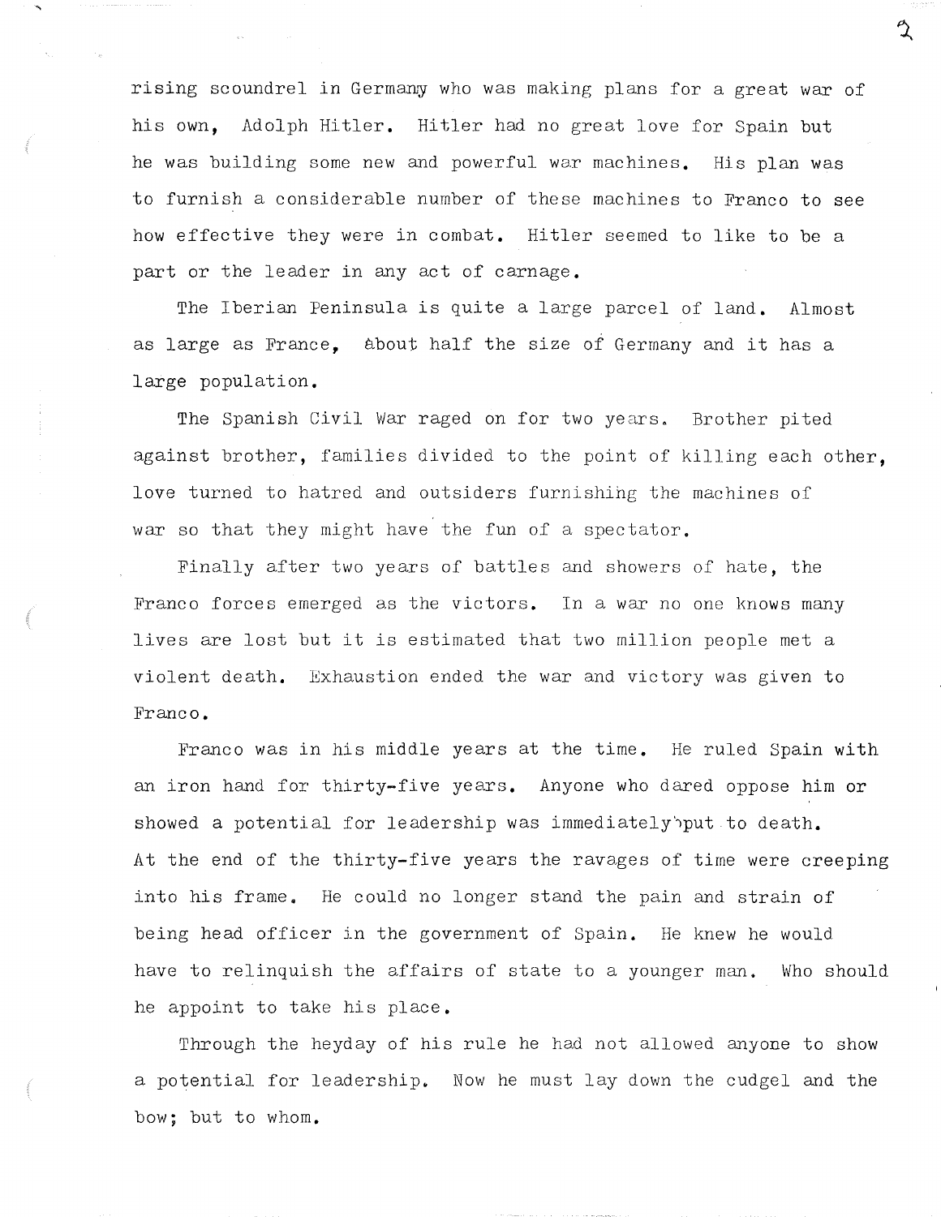rising scoundrel in Germany who was making plans for a great war of his own, Adolph Hitler. Hitler had no great love for Spain but he was building some new and powerful war machines. His plan was to furnish a considerable number of these machines to Franco to see how effective they were in combat. Hitler seemed to like to be a part or the leader in any act of carnage.

The Iberian Peninsula is quite a large parcel of land. Almost as large as France, about half the size of Germany and it has a large population.

The Spanish Civil War raged on for two years. Brother pited against brother, families divided to the point of killing each other, love turned to hatred and outsiders furnishing the machines of war so that they might have the fun of a spectator.

Finally after two years of battles and showers of hate, the Franco forces emerged as the victors. In a war no one knows many lives are lost but it is estimated that two million people met a violent death. Exhaustion ended the war and victory was given to Franco.

Franco was in his middle years at the time. He ruled Spain with an iron hand for thirty-five years. Anyone who dared oppose him or showed a potential for leadership was immediately put to death. At the end of the thirty-five years the ravages of time were creeping into his frame. He could no longer stand the pain and strain of being head officer in the government of Spain. He knew he would have to relinquish the affairs of state to a younger man. Who should he appoint to take his place.

Through the heyday of his rule he had not allowed anyone to show a potential for leadership. Now he must lay down the cudgel and the bow; but to whom.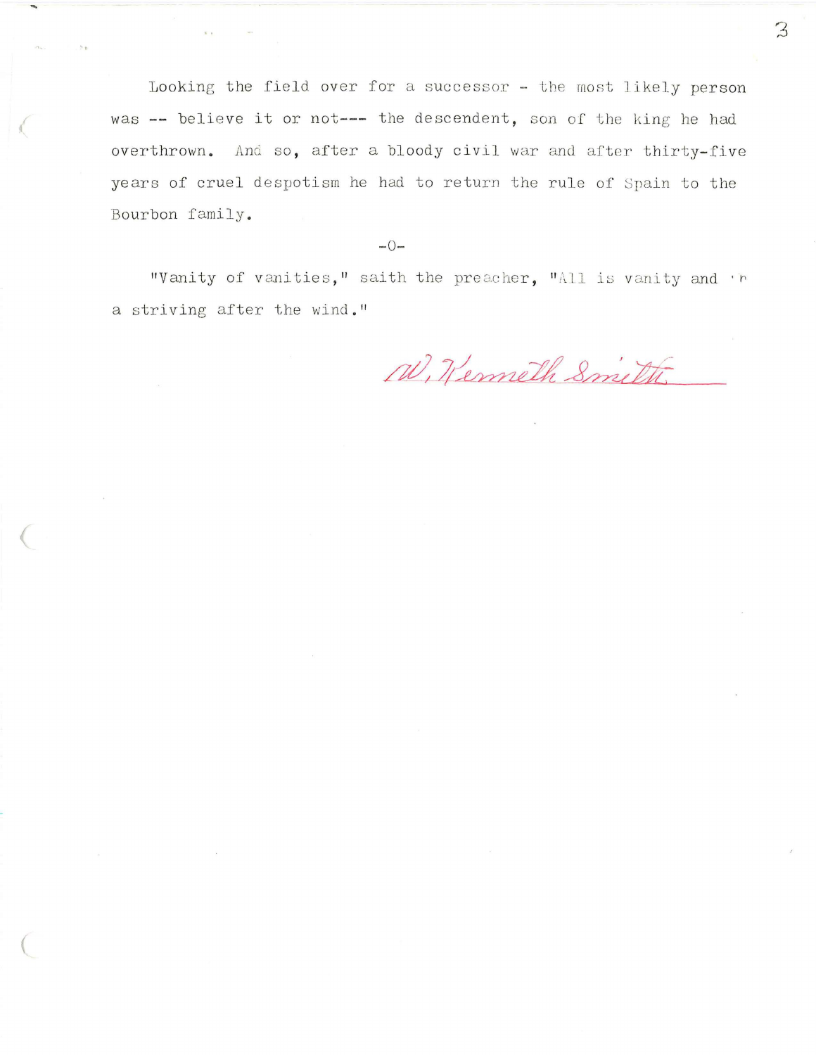Looking the field over for a successor - the most likely person was -- believe it or not--- the descendent, son of the king he had overthrown. And so, after a bloody civil war and after thirty-five years of cruel despotism he had to return the rule of Spain to the Bourbon family.

-0-

"Vanity of vanities," saith the preacher, "All is vanity and a striving after the wind."

W. Kenneth Smith